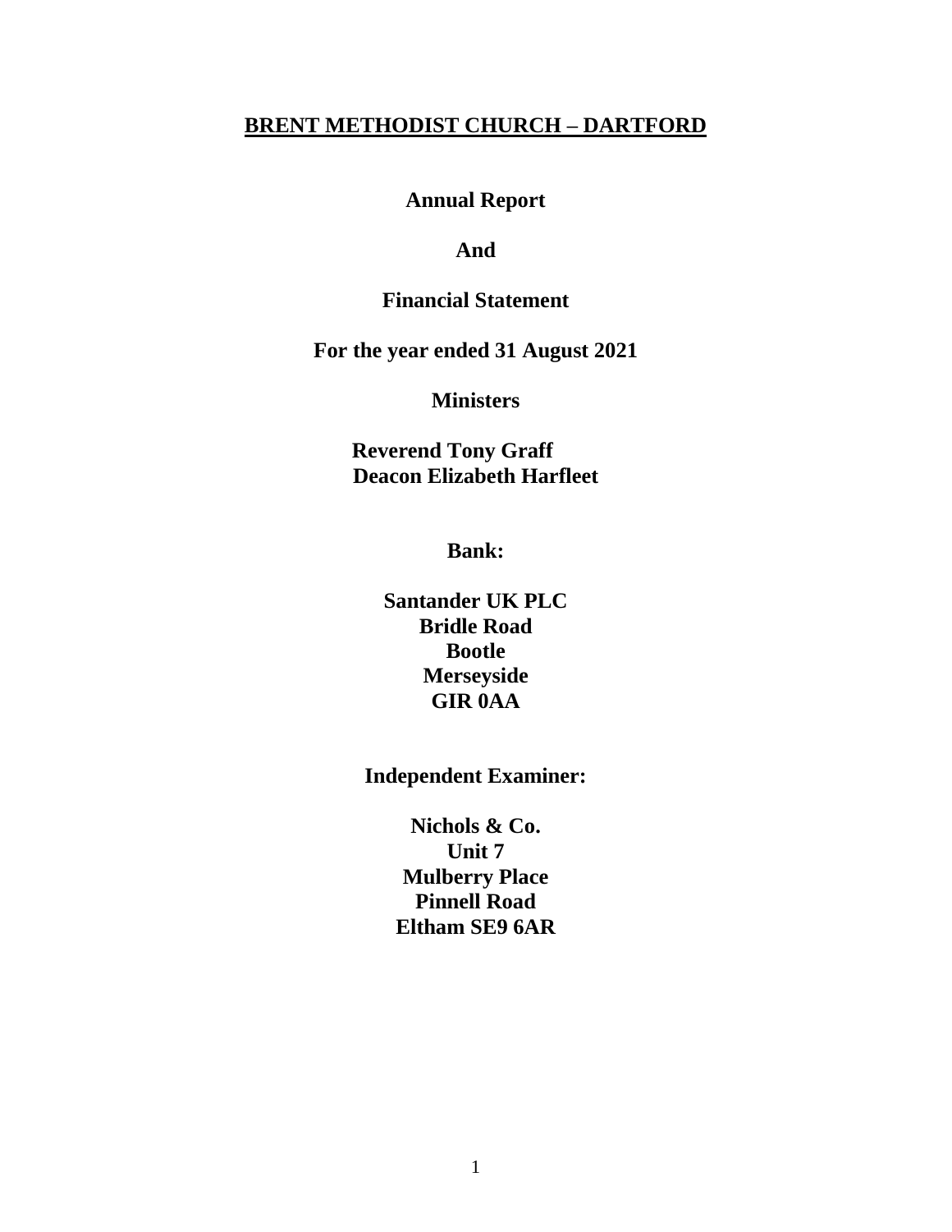# BRENT METHODIST CHURCH – DARTFORD

**Annual Report**

**And**

**Financial Statement**

**For the year ended 31 August 2021**

**Ministers**

**Reverend Tony Graff**
**Deacon Elizabeth Harfleet**

**Bank:**

**Santander UK PLC**
**Bridle Road**
**Bootle**
**Merseyside**
**GIR 0AA**

**Independent Examiner:**

**Nichols & Co.**
**Unit 7**
**Mulberry Place**
**Pinnell Road**
**Eltham SE9 6AR**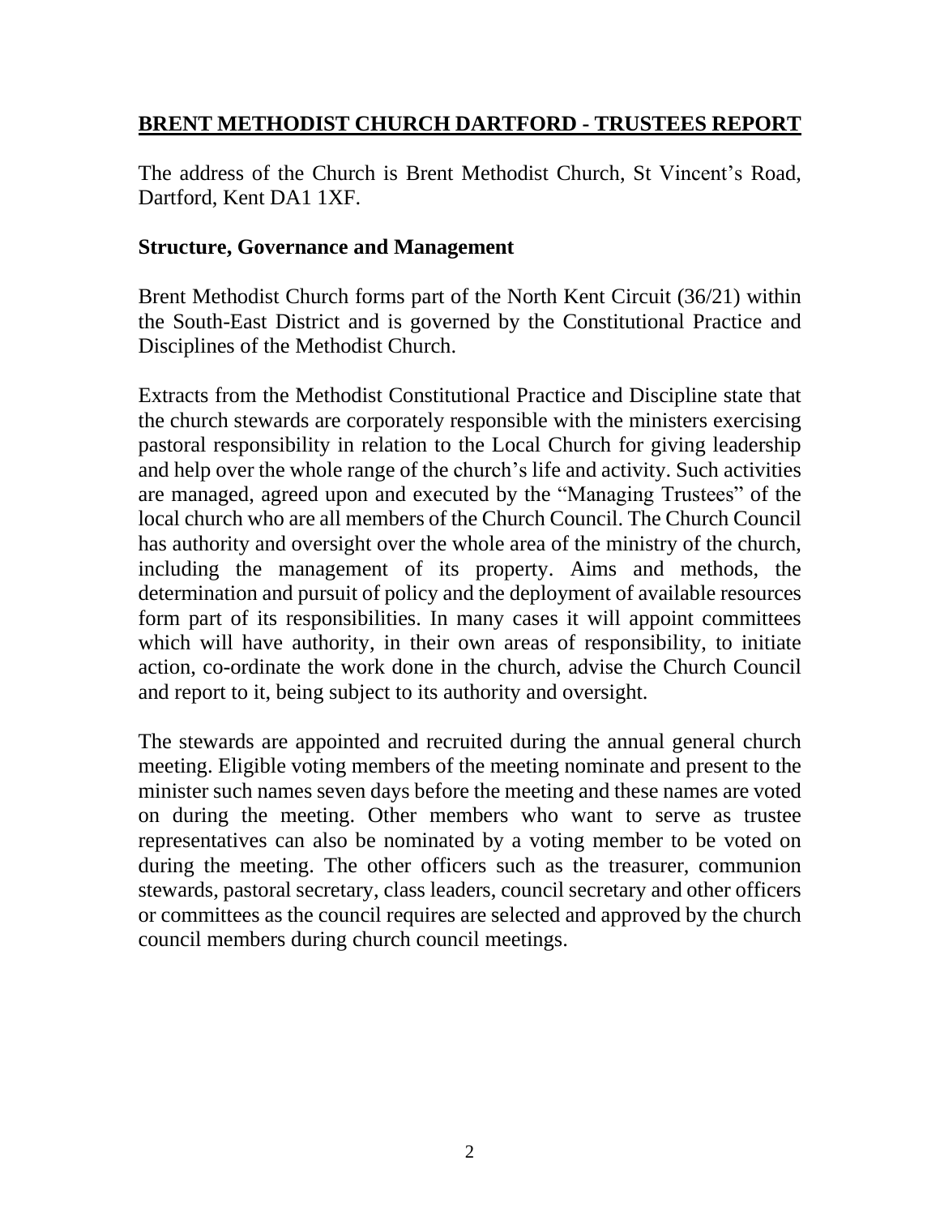# BRENT METHODIST CHURCH DARTFORD - TRUSTEES REPORT

The address of the Church is Brent Methodist Church, St Vincent's Road, Dartford, Kent DA1 1XF.

## Structure, Governance and Management

Brent Methodist Church forms part of the North Kent Circuit (36/21) within the South-East District and is governed by the Constitutional Practice and Disciplines of the Methodist Church.

Extracts from the Methodist Constitutional Practice and Discipline state that the church stewards are corporately responsible with the ministers exercising pastoral responsibility in relation to the Local Church for giving leadership and help over the whole range of the church's life and activity. Such activities are managed, agreed upon and executed by the "Managing Trustees" of the local church who are all members of the Church Council. The Church Council has authority and oversight over the whole area of the ministry of the church, including the management of its property. Aims and methods, the determination and pursuit of policy and the deployment of available resources form part of its responsibilities. In many cases it will appoint committees which will have authority, in their own areas of responsibility, to initiate action, co-ordinate the work done in the church, advise the Church Council and report to it, being subject to its authority and oversight.

The stewards are appointed and recruited during the annual general church meeting. Eligible voting members of the meeting nominate and present to the minister such names seven days before the meeting and these names are voted on during the meeting. Other members who want to serve as trustee representatives can also be nominated by a voting member to be voted on during the meeting. The other officers such as the treasurer, communion stewards, pastoral secretary, class leaders, council secretary and other officers or committees as the council requires are selected and approved by the church council members during church council meetings.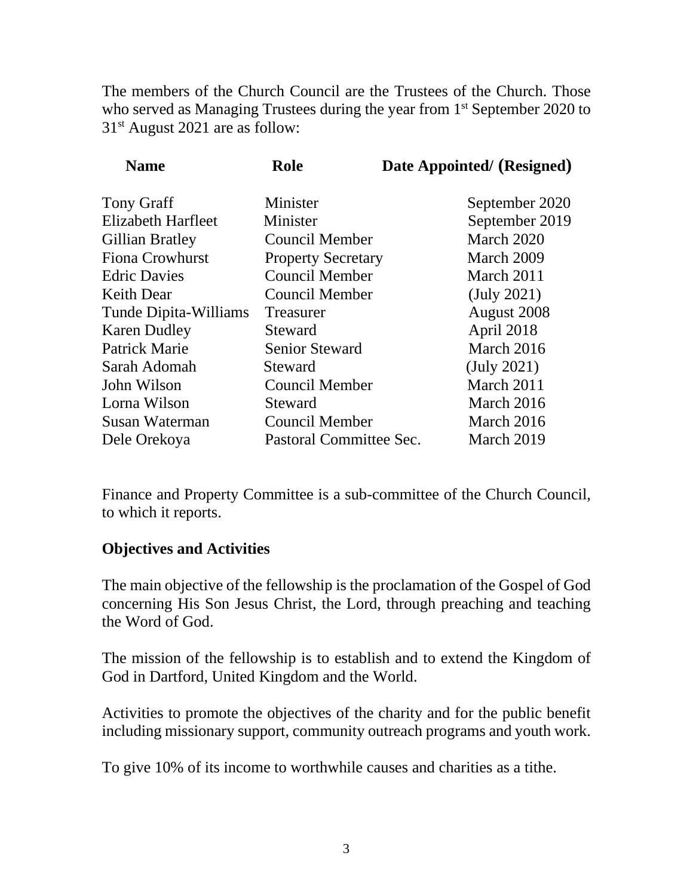The members of the Church Council are the Trustees of the Church. Those who served as Managing Trustees during the year from 1st September 2020 to 31st August 2021 are as follow:

| Name | Role | Date Appointed/ (Resigned) |
|---|---|---|
| Tony Graff | Minister | September 2020 |
| Elizabeth Harfleet | Minister | September 2019 |
| Gillian Bratley | Council Member | March 2020 |
| Fiona Crowhurst | Property Secretary | March 2009 |
| Edric Davies | Council Member | March 2011 |
| Keith Dear | Council Member | (July 2021) |
| Tunde Dipita-Williams | Treasurer | August 2008 |
| Karen Dudley | Steward | April 2018 |
| Patrick Marie | Senior Steward | March 2016 |
| Sarah Adomah | Steward | (July 2021) |
| John Wilson | Council Member | March 2011 |
| Lorna Wilson | Steward | March 2016 |
| Susan Waterman | Council Member | March 2016 |
| Dele Orekoya | Pastoral Committee Sec. | March 2019 |

Finance and Property Committee is a sub-committee of the Church Council, to which it reports.

## Objectives and Activities

The main objective of the fellowship is the proclamation of the Gospel of God concerning His Son Jesus Christ, the Lord, through preaching and teaching the Word of God.

The mission of the fellowship is to establish and to extend the Kingdom of God in Dartford, United Kingdom and the World.

Activities to promote the objectives of the charity and for the public benefit including missionary support, community outreach programs and youth work.

To give 10% of its income to worthwhile causes and charities as a tithe.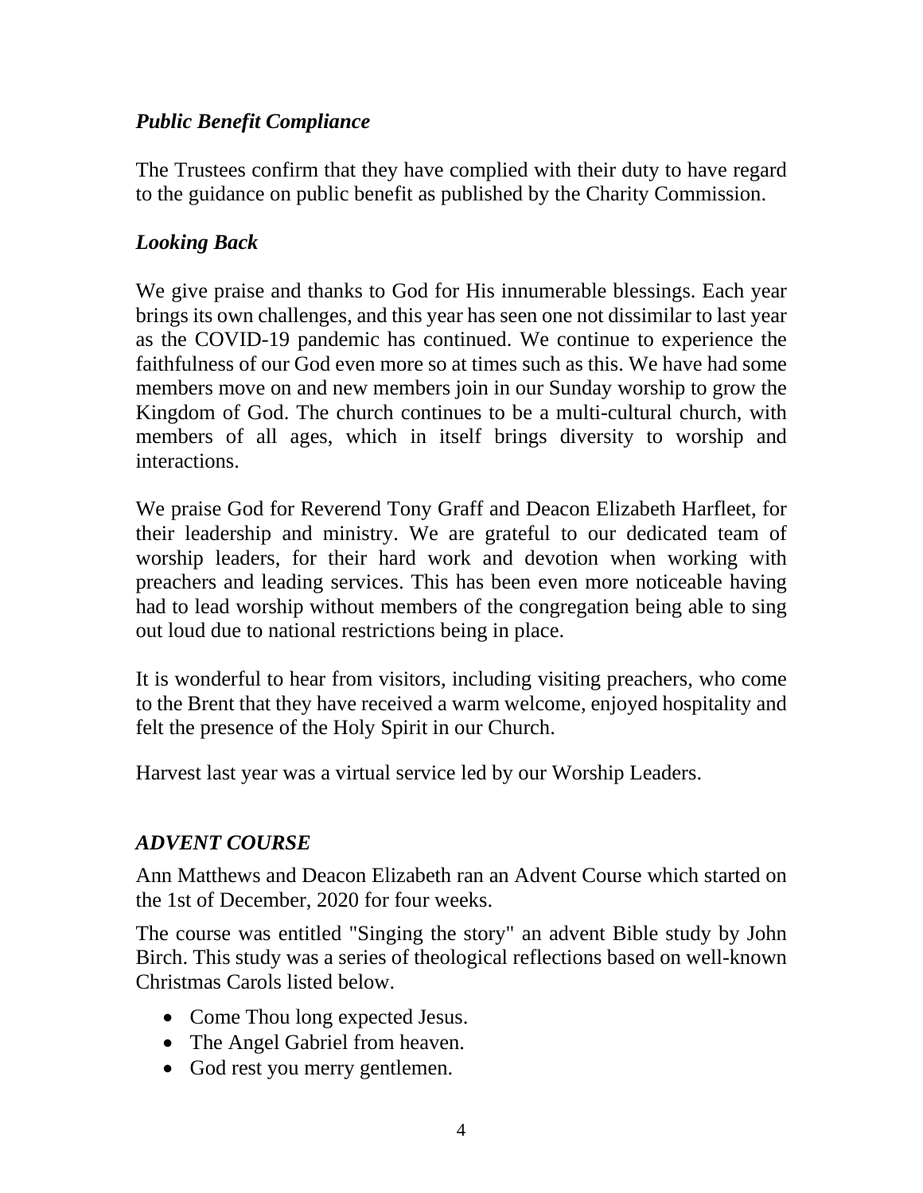### *Public Benefit Compliance*

The Trustees confirm that they have complied with their duty to have regard to the guidance on public benefit as published by the Charity Commission.

### *Looking Back*

We give praise and thanks to God for His innumerable blessings. Each year brings its own challenges, and this year has seen one not dissimilar to last year as the COVID-19 pandemic has continued. We continue to experience the faithfulness of our God even more so at times such as this. We have had some members move on and new members join in our Sunday worship to grow the Kingdom of God. The church continues to be a multi-cultural church, with members of all ages, which in itself brings diversity to worship and interactions.

We praise God for Reverend Tony Graff and Deacon Elizabeth Harfleet, for their leadership and ministry. We are grateful to our dedicated team of worship leaders, for their hard work and devotion when working with preachers and leading services. This has been even more noticeable having had to lead worship without members of the congregation being able to sing out loud due to national restrictions being in place.

It is wonderful to hear from visitors, including visiting preachers, who come to the Brent that they have received a warm welcome, enjoyed hospitality and felt the presence of the Holy Spirit in our Church.

Harvest last year was a virtual service led by our Worship Leaders.

### *ADVENT COURSE*

Ann Matthews and Deacon Elizabeth ran an Advent Course which started on the 1st of December, 2020 for four weeks.

The course was entitled "Singing the story" an advent Bible study by John Birch. This study was a series of theological reflections based on well-known Christmas Carols listed below.

- Come Thou long expected Jesus.
- The Angel Gabriel from heaven.
- God rest you merry gentlemen.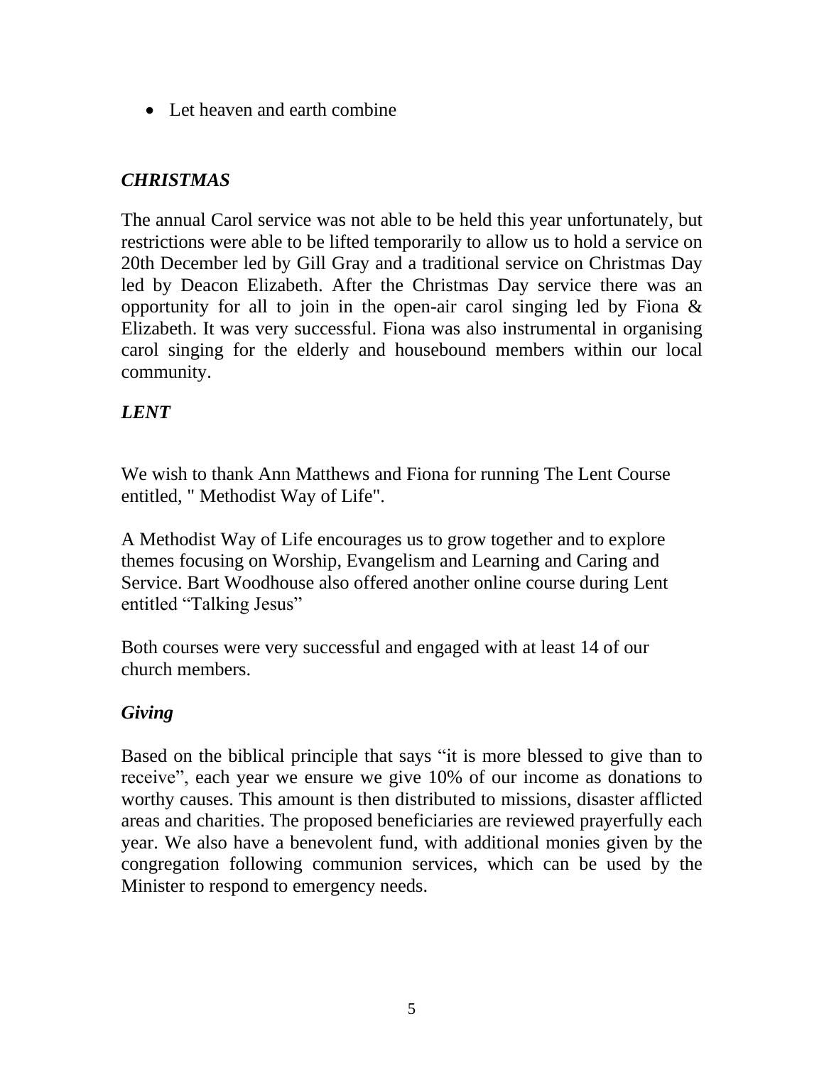- Let heaven and earth combine

### *CHRISTMAS*

The annual Carol service was not able to be held this year unfortunately, but restrictions were able to be lifted temporarily to allow us to hold a service on 20th December led by Gill Gray and a traditional service on Christmas Day led by Deacon Elizabeth. After the Christmas Day service there was an opportunity for all to join in the open-air carol singing led by Fiona & Elizabeth. It was very successful. Fiona was also instrumental in organising carol singing for the elderly and housebound members within our local community.

### *LENT*

We wish to thank Ann Matthews and Fiona for running The Lent Course entitled, " Methodist Way of Life".

A Methodist Way of Life encourages us to grow together and to explore themes focusing on Worship, Evangelism and Learning and Caring and Service. Bart Woodhouse also offered another online course during Lent entitled “Talking Jesus”

Both courses were very successful and engaged with at least 14 of our church members.

### *Giving*

Based on the biblical principle that says “it is more blessed to give than to receive”, each year we ensure we give 10% of our income as donations to worthy causes. This amount is then distributed to missions, disaster afflicted areas and charities. The proposed beneficiaries are reviewed prayerfully each year. We also have a benevolent fund, with additional monies given by the congregation following communion services, which can be used by the Minister to respond to emergency needs.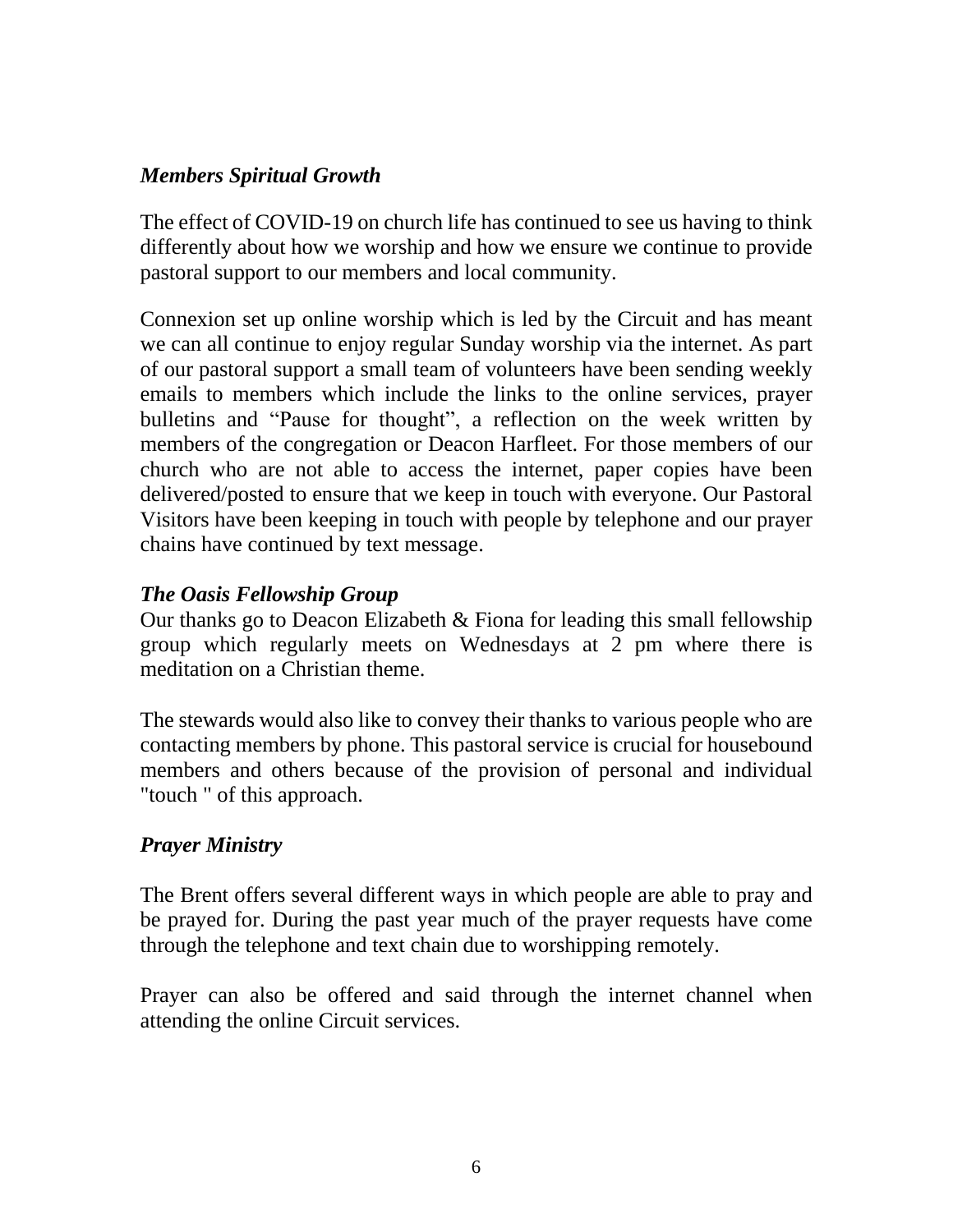### *Members Spiritual Growth*

The effect of COVID-19 on church life has continued to see us having to think differently about how we worship and how we ensure we continue to provide pastoral support to our members and local community.

Connexion set up online worship which is led by the Circuit and has meant we can all continue to enjoy regular Sunday worship via the internet. As part of our pastoral support a small team of volunteers have been sending weekly emails to members which include the links to the online services, prayer bulletins and "Pause for thought", a reflection on the week written by members of the congregation or Deacon Harfleet. For those members of our church who are not able to access the internet, paper copies have been delivered/posted to ensure that we keep in touch with everyone. Our Pastoral Visitors have been keeping in touch with people by telephone and our prayer chains have continued by text message.

### *The Oasis Fellowship Group*

Our thanks go to Deacon Elizabeth & Fiona for leading this small fellowship group which regularly meets on Wednesdays at 2 pm where there is meditation on a Christian theme.

The stewards would also like to convey their thanks to various people who are contacting members by phone. This pastoral service is crucial for housebound members and others because of the provision of personal and individual "touch " of this approach.

### *Prayer Ministry*

The Brent offers several different ways in which people are able to pray and be prayed for. During the past year much of the prayer requests have come through the telephone and text chain due to worshipping remotely.

Prayer can also be offered and said through the internet channel when attending the online Circuit services.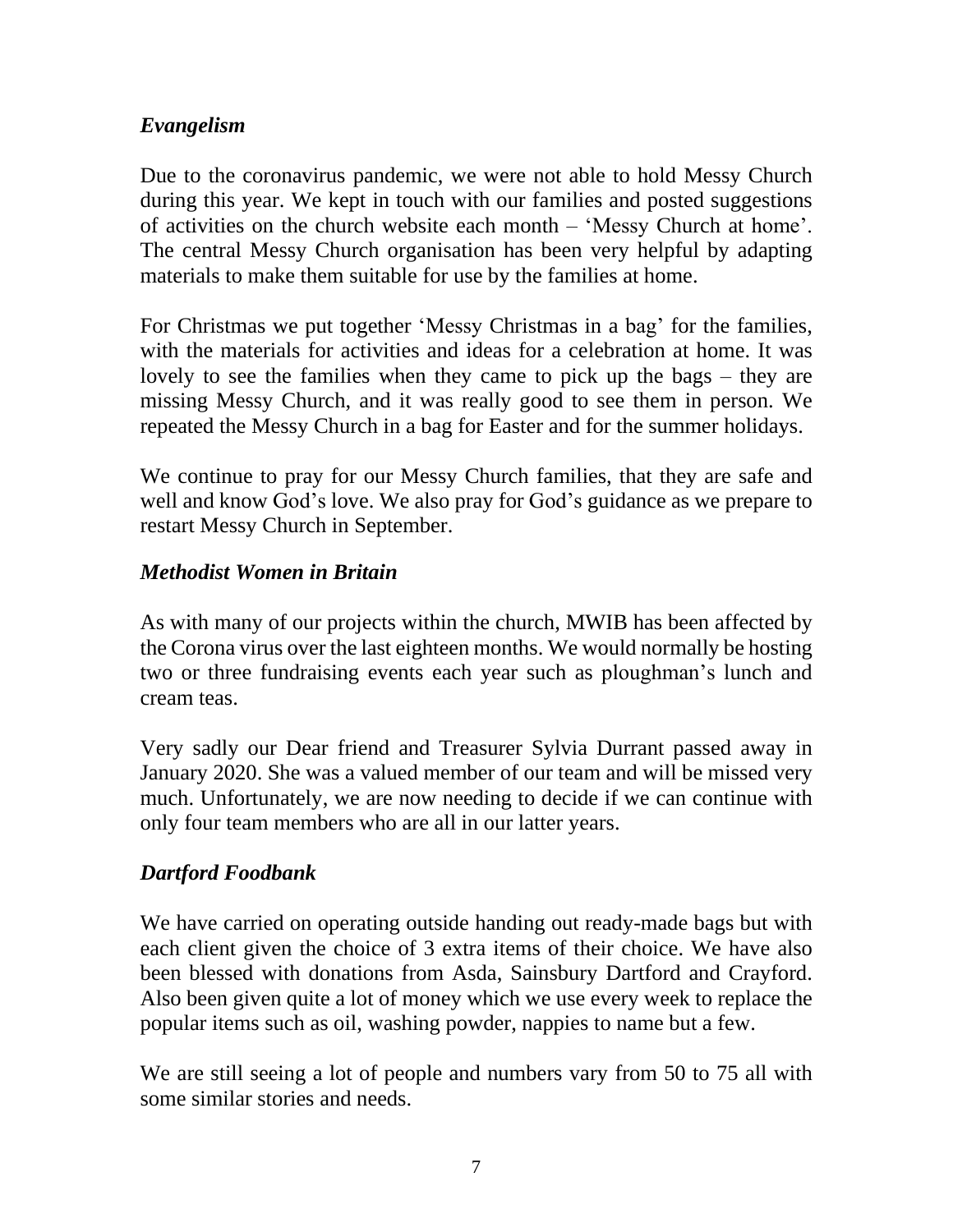### *Evangelism*

Due to the coronavirus pandemic, we were not able to hold Messy Church during this year. We kept in touch with our families and posted suggestions of activities on the church website each month – 'Messy Church at home'. The central Messy Church organisation has been very helpful by adapting materials to make them suitable for use by the families at home.

For Christmas we put together 'Messy Christmas in a bag' for the families, with the materials for activities and ideas for a celebration at home. It was lovely to see the families when they came to pick up the bags – they are missing Messy Church, and it was really good to see them in person. We repeated the Messy Church in a bag for Easter and for the summer holidays.

We continue to pray for our Messy Church families, that they are safe and well and know God's love. We also pray for God's guidance as we prepare to restart Messy Church in September.

### *Methodist Women in Britain*

As with many of our projects within the church, MWIB has been affected by the Corona virus over the last eighteen months. We would normally be hosting two or three fundraising events each year such as ploughman's lunch and cream teas.

Very sadly our Dear friend and Treasurer Sylvia Durrant passed away in January 2020. She was a valued member of our team and will be missed very much. Unfortunately, we are now needing to decide if we can continue with only four team members who are all in our latter years.

### *Dartford Foodbank*

We have carried on operating outside handing out ready-made bags but with each client given the choice of 3 extra items of their choice. We have also been blessed with donations from Asda, Sainsbury Dartford and Crayford. Also been given quite a lot of money which we use every week to replace the popular items such as oil, washing powder, nappies to name but a few.

We are still seeing a lot of people and numbers vary from 50 to 75 all with some similar stories and needs.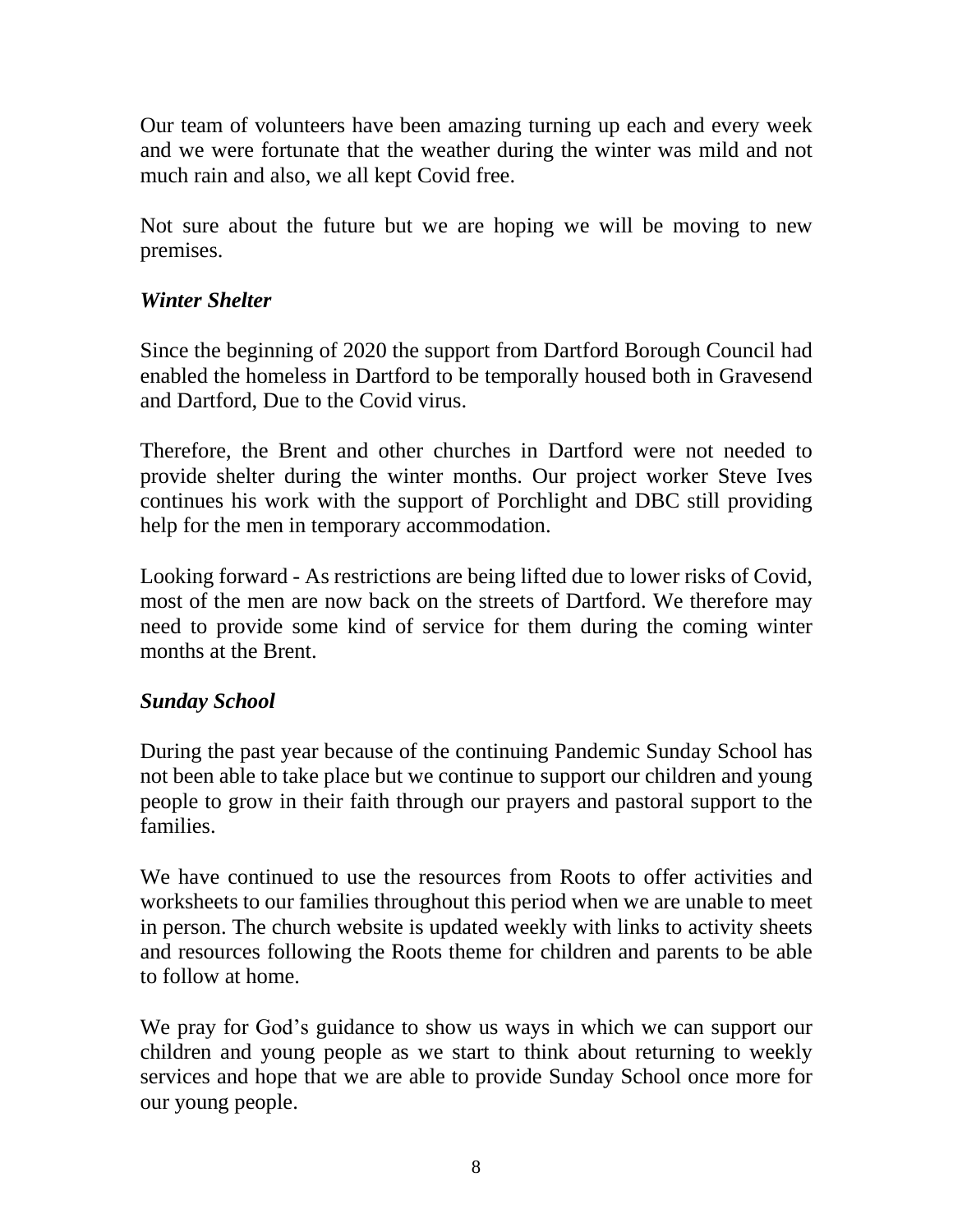Our team of volunteers have been amazing turning up each and every week and we were fortunate that the weather during the winter was mild and not much rain and also, we all kept Covid free.

Not sure about the future but we are hoping we will be moving to new premises.

### *Winter Shelter*

Since the beginning of 2020 the support from Dartford Borough Council had enabled the homeless in Dartford to be temporally housed both in Gravesend and Dartford, Due to the Covid virus.

Therefore, the Brent and other churches in Dartford were not needed to provide shelter during the winter months. Our project worker Steve Ives continues his work with the support of Porchlight and DBC still providing help for the men in temporary accommodation.

Looking forward - As restrictions are being lifted due to lower risks of Covid, most of the men are now back on the streets of Dartford. We therefore may need to provide some kind of service for them during the coming winter months at the Brent.

### *Sunday School*

During the past year because of the continuing Pandemic Sunday School has not been able to take place but we continue to support our children and young people to grow in their faith through our prayers and pastoral support to the families.

We have continued to use the resources from Roots to offer activities and worksheets to our families throughout this period when we are unable to meet in person. The church website is updated weekly with links to activity sheets and resources following the Roots theme for children and parents to be able to follow at home.

We pray for God's guidance to show us ways in which we can support our children and young people as we start to think about returning to weekly services and hope that we are able to provide Sunday School once more for our young people.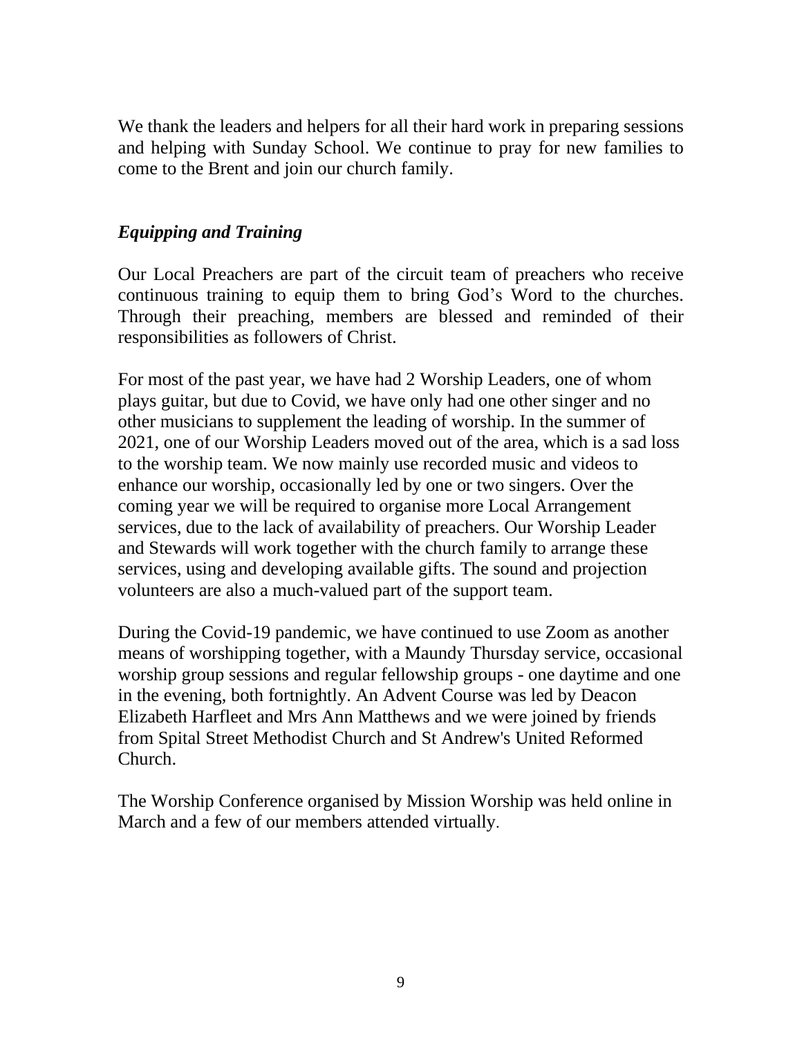We thank the leaders and helpers for all their hard work in preparing sessions and helping with Sunday School. We continue to pray for new families to come to the Brent and join our church family.

### *Equipping and Training*

Our Local Preachers are part of the circuit team of preachers who receive continuous training to equip them to bring God's Word to the churches. Through their preaching, members are blessed and reminded of their responsibilities as followers of Christ.

For most of the past year, we have had 2 Worship Leaders, one of whom plays guitar, but due to Covid, we have only had one other singer and no other musicians to supplement the leading of worship. In the summer of 2021, one of our Worship Leaders moved out of the area, which is a sad loss to the worship team. We now mainly use recorded music and videos to enhance our worship, occasionally led by one or two singers. Over the coming year we will be required to organise more Local Arrangement services, due to the lack of availability of preachers. Our Worship Leader and Stewards will work together with the church family to arrange these services, using and developing available gifts. The sound and projection volunteers are also a much-valued part of the support team.

During the Covid-19 pandemic, we have continued to use Zoom as another means of worshipping together, with a Maundy Thursday service, occasional worship group sessions and regular fellowship groups - one daytime and one in the evening, both fortnightly. An Advent Course was led by Deacon Elizabeth Harfleet and Mrs Ann Matthews and we were joined by friends from Spital Street Methodist Church and St Andrew's United Reformed Church.

The Worship Conference organised by Mission Worship was held online in March and a few of our members attended virtually.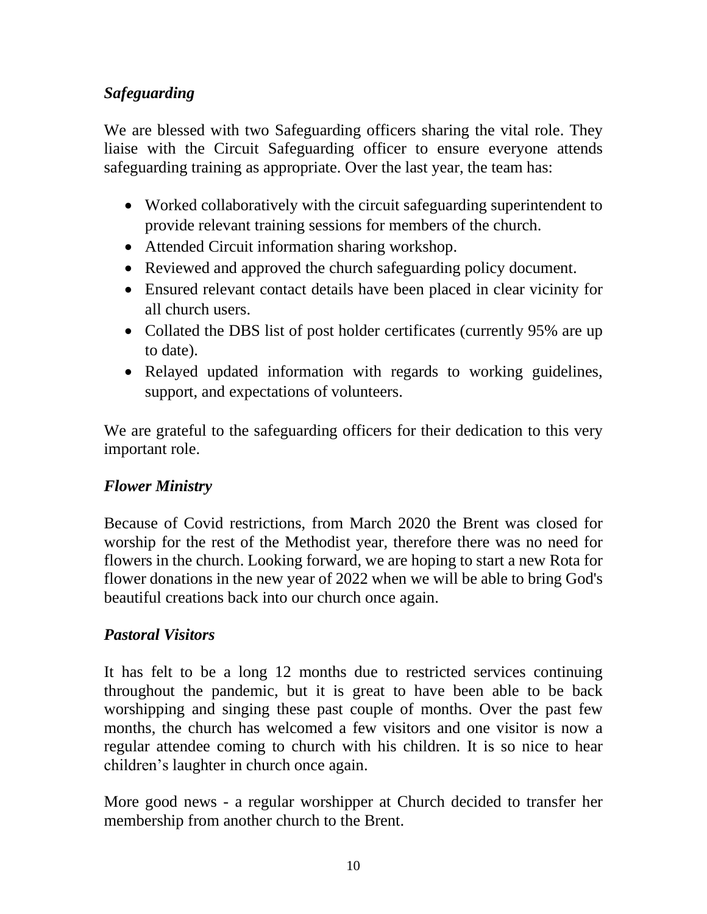### *Safeguarding*

We are blessed with two Safeguarding officers sharing the vital role. They liaise with the Circuit Safeguarding officer to ensure everyone attends safeguarding training as appropriate. Over the last year, the team has:

- Worked collaboratively with the circuit safeguarding superintendent to provide relevant training sessions for members of the church.
- Attended Circuit information sharing workshop.
- Reviewed and approved the church safeguarding policy document.
- Ensured relevant contact details have been placed in clear vicinity for all church users.
- Collated the DBS list of post holder certificates (currently 95% are up to date).
- Relayed updated information with regards to working guidelines, support, and expectations of volunteers.

We are grateful to the safeguarding officers for their dedication to this very important role.

### *Flower Ministry*

Because of Covid restrictions, from March 2020 the Brent was closed for worship for the rest of the Methodist year, therefore there was no need for flowers in the church. Looking forward, we are hoping to start a new Rota for flower donations in the new year of 2022 when we will be able to bring God's beautiful creations back into our church once again.

### *Pastoral Visitors*

It has felt to be a long 12 months due to restricted services continuing throughout the pandemic, but it is great to have been able to be back worshipping and singing these past couple of months. Over the past few months, the church has welcomed a few visitors and one visitor is now a regular attendee coming to church with his children. It is so nice to hear children's laughter in church once again.

More good news - a regular worshipper at Church decided to transfer her membership from another church to the Brent.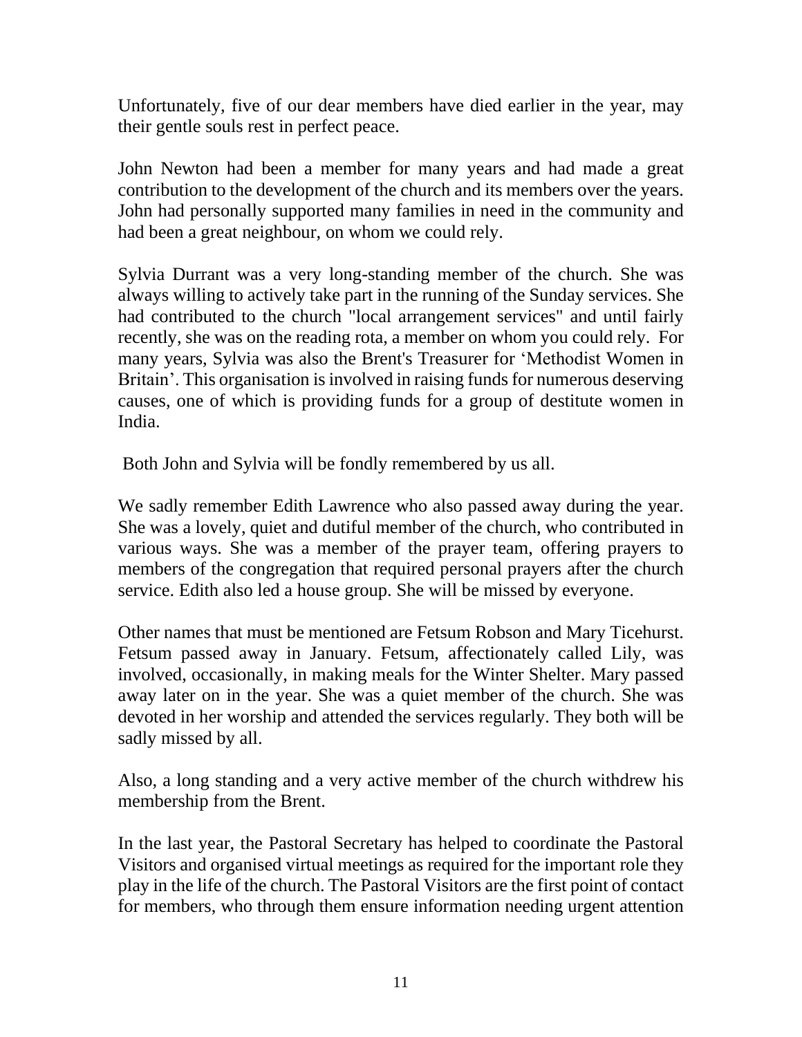Unfortunately, five of our dear members have died earlier in the year, may their gentle souls rest in perfect peace.

John Newton had been a member for many years and had made a great contribution to the development of the church and its members over the years. John had personally supported many families in need in the community and had been a great neighbour, on whom we could rely.

Sylvia Durrant was a very long-standing member of the church. She was always willing to actively take part in the running of the Sunday services. She had contributed to the church "local arrangement services" and until fairly recently, she was on the reading rota, a member on whom you could rely. For many years, Sylvia was also the Brent's Treasurer for 'Methodist Women in Britain'. This organisation is involved in raising funds for numerous deserving causes, one of which is providing funds for a group of destitute women in India.

Both John and Sylvia will be fondly remembered by us all.

We sadly remember Edith Lawrence who also passed away during the year. She was a lovely, quiet and dutiful member of the church, who contributed in various ways. She was a member of the prayer team, offering prayers to members of the congregation that required personal prayers after the church service. Edith also led a house group. She will be missed by everyone.

Other names that must be mentioned are Fetsum Robson and Mary Ticehurst. Fetsum passed away in January. Fetsum, affectionately called Lily, was involved, occasionally, in making meals for the Winter Shelter. Mary passed away later on in the year. She was a quiet member of the church. She was devoted in her worship and attended the services regularly. They both will be sadly missed by all.

Also, a long standing and a very active member of the church withdrew his membership from the Brent.

In the last year, the Pastoral Secretary has helped to coordinate the Pastoral Visitors and organised virtual meetings as required for the important role they play in the life of the church. The Pastoral Visitors are the first point of contact for members, who through them ensure information needing urgent attention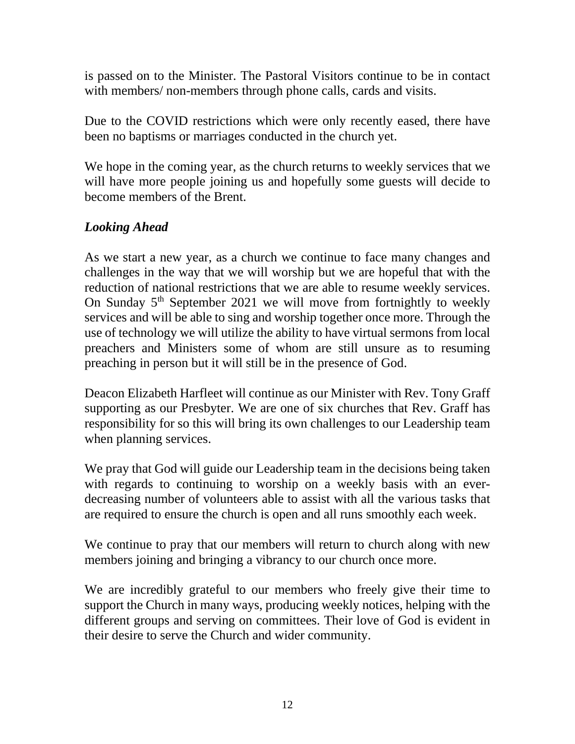is passed on to the Minister. The Pastoral Visitors continue to be in contact with members/ non-members through phone calls, cards and visits.

Due to the COVID restrictions which were only recently eased, there have been no baptisms or marriages conducted in the church yet.

We hope in the coming year, as the church returns to weekly services that we will have more people joining us and hopefully some guests will decide to become members of the Brent.

***Looking Ahead***

As we start a new year, as a church we continue to face many changes and challenges in the way that we will worship but we are hopeful that with the reduction of national restrictions that we are able to resume weekly services. On Sunday 5th September 2021 we will move from fortnightly to weekly services and will be able to sing and worship together once more. Through the use of technology we will utilize the ability to have virtual sermons from local preachers and Ministers some of whom are still unsure as to resuming preaching in person but it will still be in the presence of God.

Deacon Elizabeth Harfleet will continue as our Minister with Rev. Tony Graff supporting as our Presbyter. We are one of six churches that Rev. Graff has responsibility for so this will bring its own challenges to our Leadership team when planning services.

We pray that God will guide our Leadership team in the decisions being taken with regards to continuing to worship on a weekly basis with an ever-decreasing number of volunteers able to assist with all the various tasks that are required to ensure the church is open and all runs smoothly each week.

We continue to pray that our members will return to church along with new members joining and bringing a vibrancy to our church once more.

We are incredibly grateful to our members who freely give their time to support the Church in many ways, producing weekly notices, helping with the different groups and serving on committees. Their love of God is evident in their desire to serve the Church and wider community.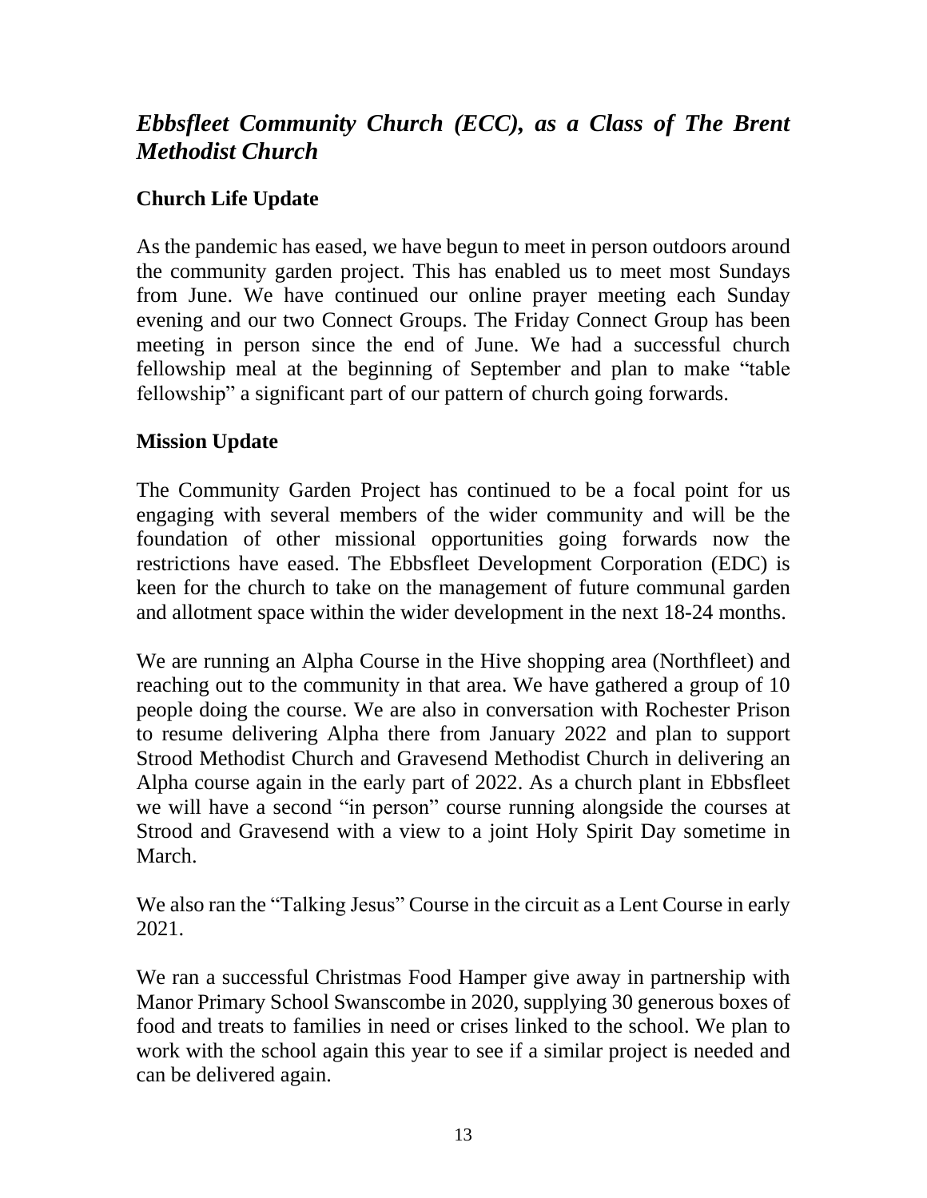## *Ebbsfleet Community Church (ECC), as a Class of The Brent Methodist Church*

### Church Life Update

As the pandemic has eased, we have begun to meet in person outdoors around the community garden project. This has enabled us to meet most Sundays from June. We have continued our online prayer meeting each Sunday evening and our two Connect Groups. The Friday Connect Group has been meeting in person since the end of June. We had a successful church fellowship meal at the beginning of September and plan to make "table fellowship" a significant part of our pattern of church going forwards.

### Mission Update

The Community Garden Project has continued to be a focal point for us engaging with several members of the wider community and will be the foundation of other missional opportunities going forwards now the restrictions have eased. The Ebbsfleet Development Corporation (EDC) is keen for the church to take on the management of future communal garden and allotment space within the wider development in the next 18-24 months.

We are running an Alpha Course in the Hive shopping area (Northfleet) and reaching out to the community in that area. We have gathered a group of 10 people doing the course. We are also in conversation with Rochester Prison to resume delivering Alpha there from January 2022 and plan to support Strood Methodist Church and Gravesend Methodist Church in delivering an Alpha course again in the early part of 2022. As a church plant in Ebbsfleet we will have a second "in person" course running alongside the courses at Strood and Gravesend with a view to a joint Holy Spirit Day sometime in March.

We also ran the "Talking Jesus" Course in the circuit as a Lent Course in early 2021.

We ran a successful Christmas Food Hamper give away in partnership with Manor Primary School Swanscombe in 2020, supplying 30 generous boxes of food and treats to families in need or crises linked to the school. We plan to work with the school again this year to see if a similar project is needed and can be delivered again.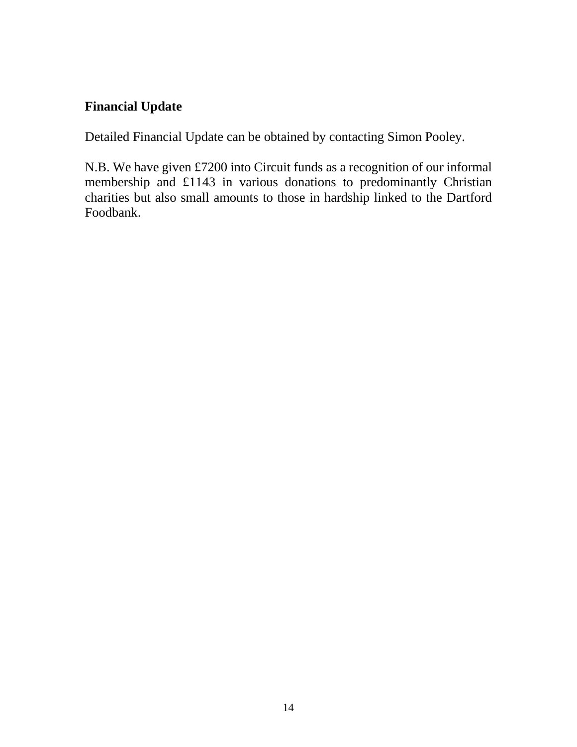## Financial Update

Detailed Financial Update can be obtained by contacting Simon Pooley.

N.B. We have given £7200 into Circuit funds as a recognition of our informal membership and £1143 in various donations to predominantly Christian charities but also small amounts to those in hardship linked to the Dartford Foodbank.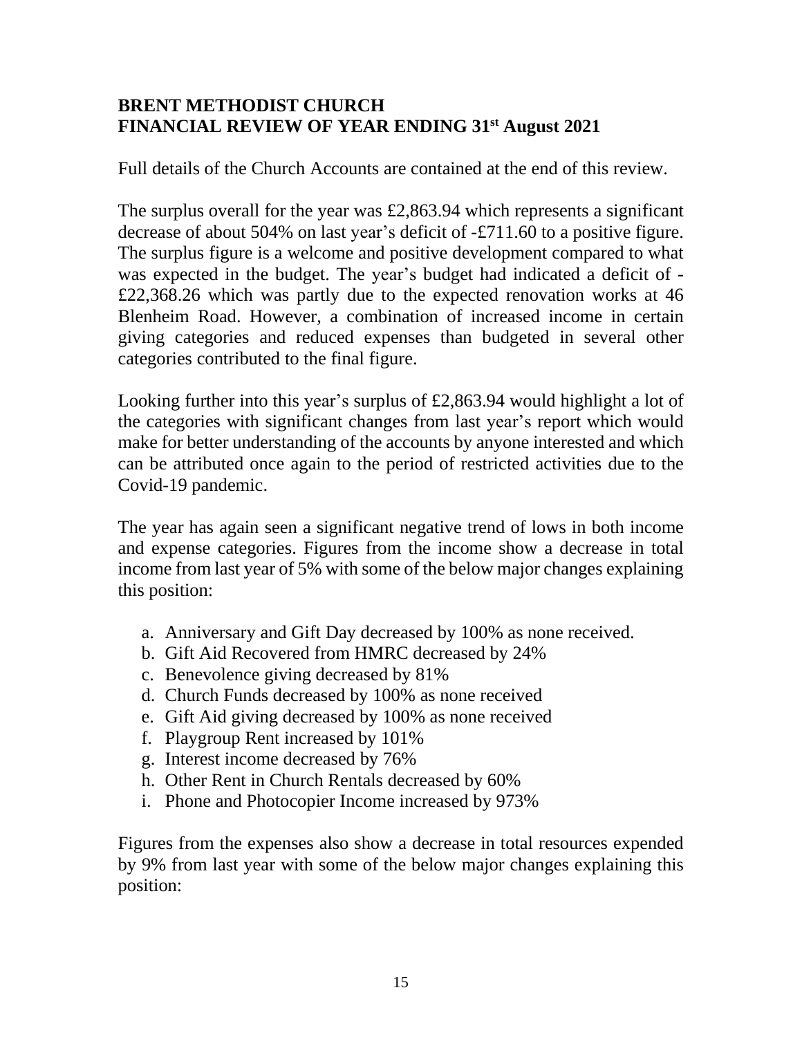# BRENT METHODIST CHURCH
# FINANCIAL REVIEW OF YEAR ENDING 31st August 2021

Full details of the Church Accounts are contained at the end of this review.

The surplus overall for the year was £2,863.94 which represents a significant decrease of about 504% on last year's deficit of -£711.60 to a positive figure. The surplus figure is a welcome and positive development compared to what was expected in the budget. The year's budget had indicated a deficit of -£22,368.26 which was partly due to the expected renovation works at 46 Blenheim Road. However, a combination of increased income in certain giving categories and reduced expenses than budgeted in several other categories contributed to the final figure.

Looking further into this year's surplus of £2,863.94 would highlight a lot of the categories with significant changes from last year's report which would make for better understanding of the accounts by anyone interested and which can be attributed once again to the period of restricted activities due to the Covid-19 pandemic.

The year has again seen a significant negative trend of lows in both income and expense categories. Figures from the income show a decrease in total income from last year of 5% with some of the below major changes explaining this position:

a. Anniversary and Gift Day decreased by 100% as none received.
b. Gift Aid Recovered from HMRC decreased by 24%
c. Benevolence giving decreased by 81%
d. Church Funds decreased by 100% as none received
e. Gift Aid giving decreased by 100% as none received
f. Playgroup Rent increased by 101%
g. Interest income decreased by 76%
h. Other Rent in Church Rentals decreased by 60%
i. Phone and Photocopier Income increased by 973%

Figures from the expenses also show a decrease in total resources expended by 9% from last year with some of the below major changes explaining this position: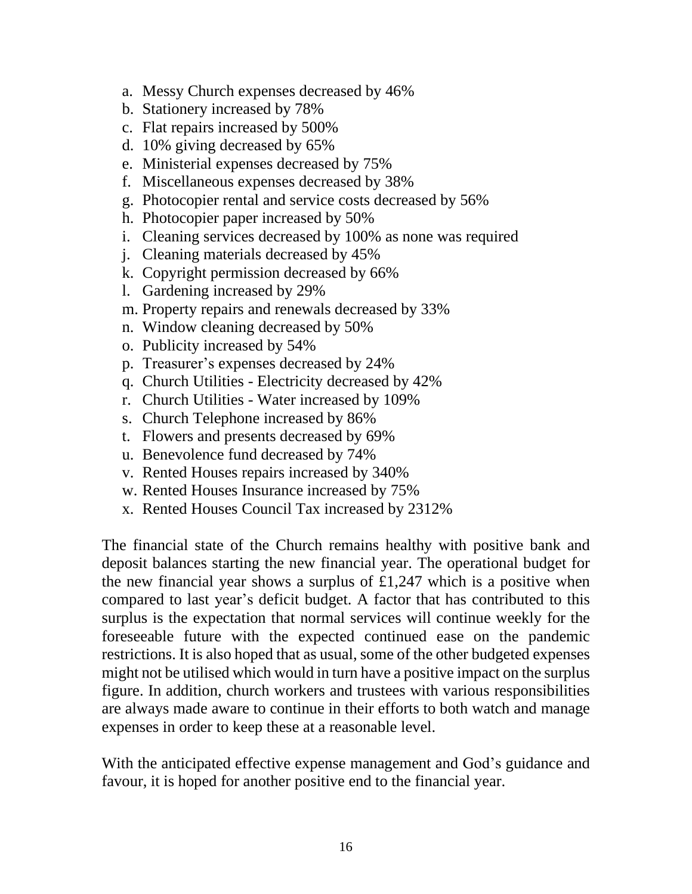a. Messy Church expenses decreased by 46%
b. Stationery increased by 78%
c. Flat repairs increased by 500%
d. 10% giving decreased by 65%
e. Ministerial expenses decreased by 75%
f. Miscellaneous expenses decreased by 38%
g. Photocopier rental and service costs decreased by 56%
h. Photocopier paper increased by 50%
i. Cleaning services decreased by 100% as none was required
j. Cleaning materials decreased by 45%
k. Copyright permission decreased by 66%
l. Gardening increased by 29%
m. Property repairs and renewals decreased by 33%
n. Window cleaning decreased by 50%
o. Publicity increased by 54%
p. Treasurer's expenses decreased by 24%
q. Church Utilities - Electricity decreased by 42%
r. Church Utilities - Water increased by 109%
s. Church Telephone increased by 86%
t. Flowers and presents decreased by 69%
u. Benevolence fund decreased by 74%
v. Rented Houses repairs increased by 340%
w. Rented Houses Insurance increased by 75%
x. Rented Houses Council Tax increased by 2312%

The financial state of the Church remains healthy with positive bank and deposit balances starting the new financial year. The operational budget for the new financial year shows a surplus of £1,247 which is a positive when compared to last year's deficit budget. A factor that has contributed to this surplus is the expectation that normal services will continue weekly for the foreseeable future with the expected continued ease on the pandemic restrictions. It is also hoped that as usual, some of the other budgeted expenses might not be utilised which would in turn have a positive impact on the surplus figure. In addition, church workers and trustees with various responsibilities are always made aware to continue in their efforts to both watch and manage expenses in order to keep these at a reasonable level.

With the anticipated effective expense management and God's guidance and favour, it is hoped for another positive end to the financial year.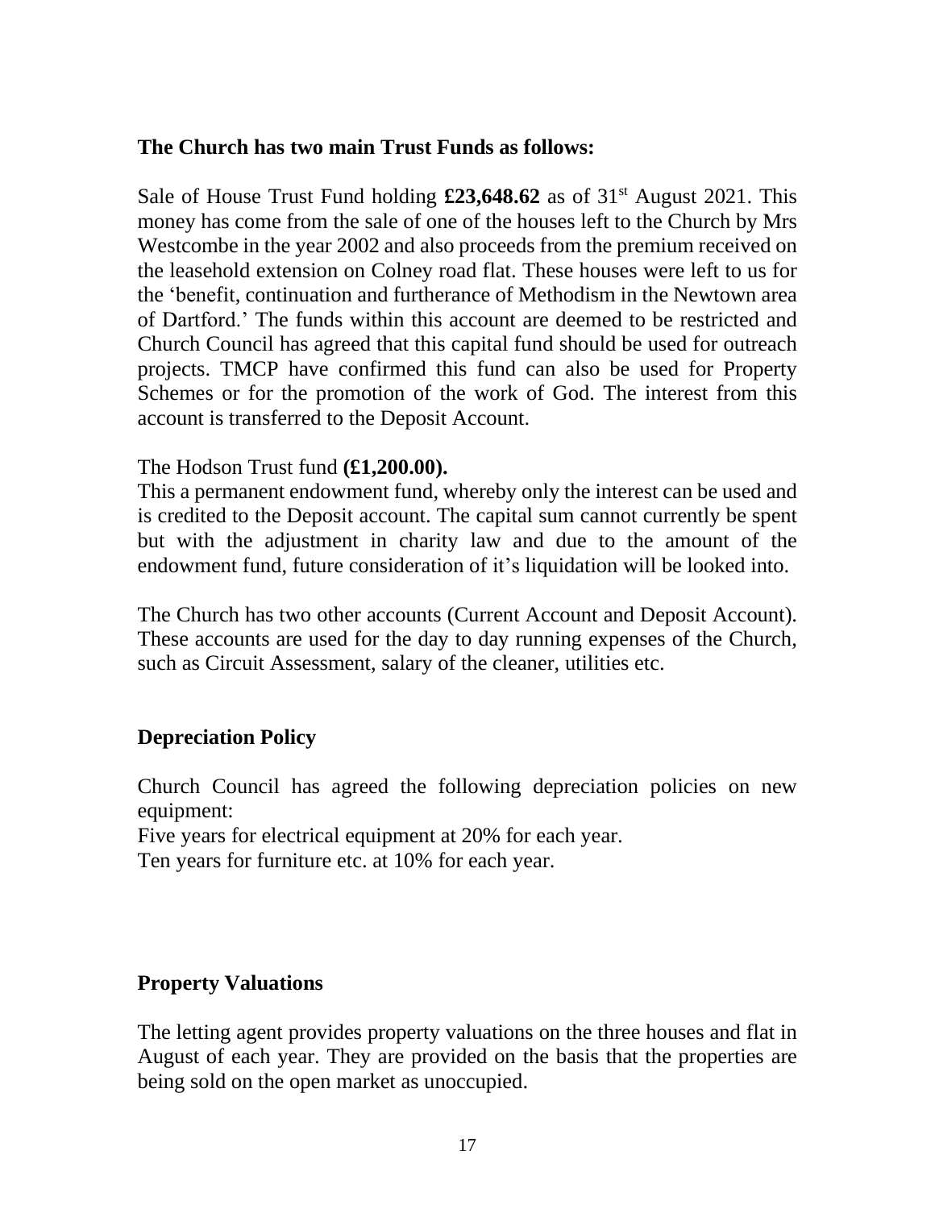**The Church has two main Trust Funds as follows:**

Sale of House Trust Fund holding **£23,648.62** as of 31st August 2021. This money has come from the sale of one of the houses left to the Church by Mrs Westcombe in the year 2002 and also proceeds from the premium received on the leasehold extension on Colney road flat. These houses were left to us for the 'benefit, continuation and furtherance of Methodism in the Newtown area of Dartford.' The funds within this account are deemed to be restricted and Church Council has agreed that this capital fund should be used for outreach projects. TMCP have confirmed this fund can also be used for Property Schemes or for the promotion of the work of God. The interest from this account is transferred to the Deposit Account.

The Hodson Trust fund **(£1,200.00).**
This a permanent endowment fund, whereby only the interest can be used and is credited to the Deposit account. The capital sum cannot currently be spent but with the adjustment in charity law and due to the amount of the endowment fund, future consideration of it's liquidation will be looked into.

The Church has two other accounts (Current Account and Deposit Account). These accounts are used for the day to day running expenses of the Church, such as Circuit Assessment, salary of the cleaner, utilities etc.

## Depreciation Policy

Church Council has agreed the following depreciation policies on new equipment:
Five years for electrical equipment at 20% for each year.
Ten years for furniture etc. at 10% for each year.

## Property Valuations

The letting agent provides property valuations on the three houses and flat in August of each year. They are provided on the basis that the properties are being sold on the open market as unoccupied.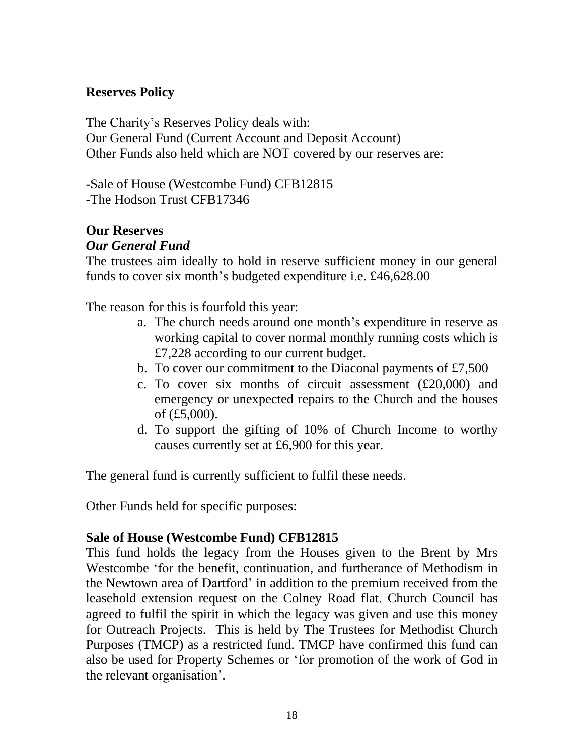## Reserves Policy

The Charity's Reserves Policy deals with:
Our General Fund (Current Account and Deposit Account)
Other Funds also held which are NOT covered by our reserves are:

-Sale of House (Westcombe Fund) CFB12815
-The Hodson Trust CFB17346

## Our Reserves

### *Our General Fund*

The trustees aim ideally to hold in reserve sufficient money in our general funds to cover six month's budgeted expenditure i.e. £46,628.00

The reason for this is fourfold this year:

a. The church needs around one month's expenditure in reserve as working capital to cover normal monthly running costs which is £7,228 according to our current budget.
b. To cover our commitment to the Diaconal payments of £7,500
c. To cover six months of circuit assessment (£20,000) and emergency or unexpected repairs to the Church and the houses of (£5,000).
d. To support the gifting of 10% of Church Income to worthy causes currently set at £6,900 for this year.

The general fund is currently sufficient to fulfil these needs.

Other Funds held for specific purposes:

### Sale of House (Westcombe Fund) CFB12815

This fund holds the legacy from the Houses given to the Brent by Mrs Westcombe 'for the benefit, continuation, and furtherance of Methodism in the Newtown area of Dartford' in addition to the premium received from the leasehold extension request on the Colney Road flat. Church Council has agreed to fulfil the spirit in which the legacy was given and use this money for Outreach Projects. This is held by The Trustees for Methodist Church Purposes (TMCP) as a restricted fund. TMCP have confirmed this fund can also be used for Property Schemes or 'for promotion of the work of God in the relevant organisation'.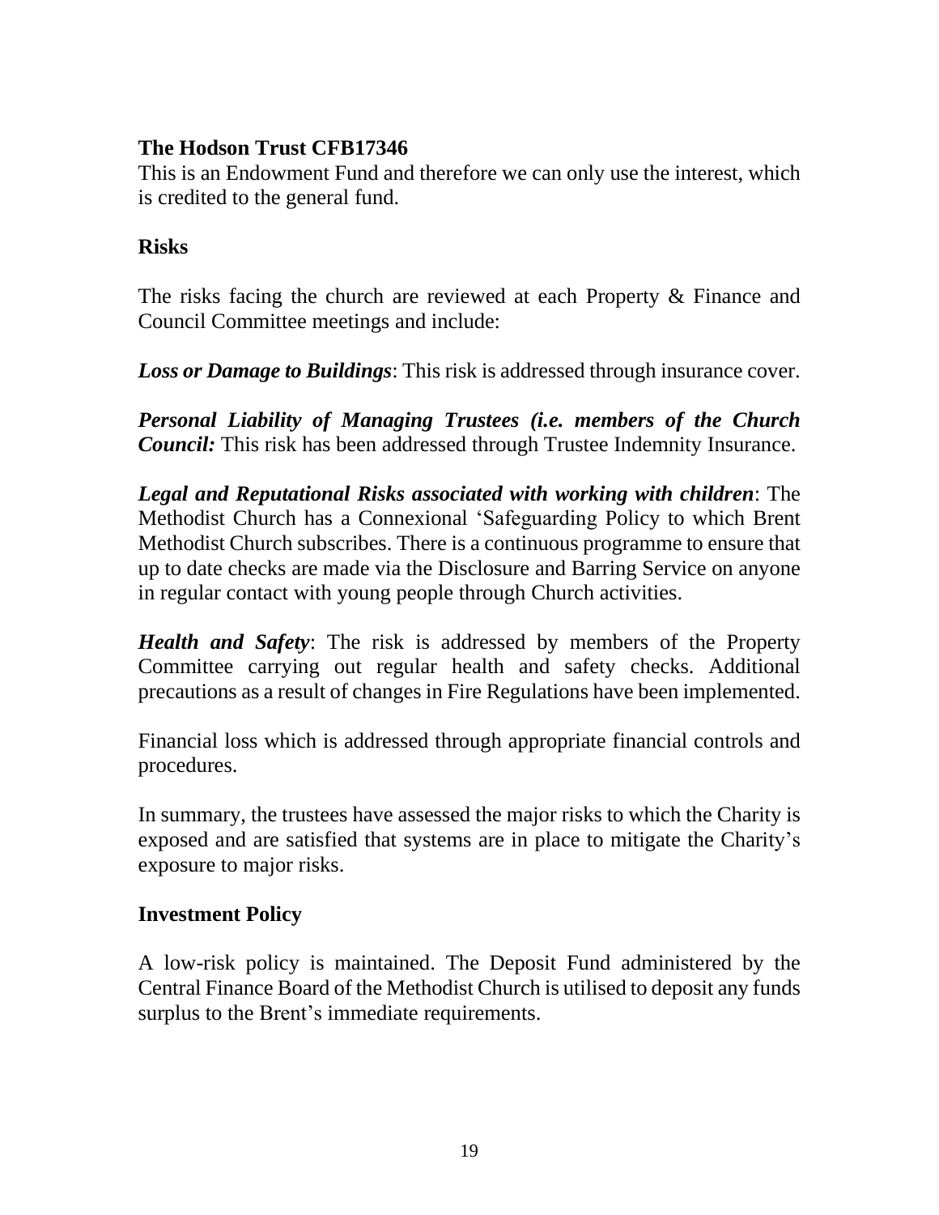**The Hodson Trust CFB17346**
This is an Endowment Fund and therefore we can only use the interest, which is credited to the general fund.

**Risks**

The risks facing the church are reviewed at each Property & Finance and Council Committee meetings and include:

***Loss or Damage to Buildings***: This risk is addressed through insurance cover.

***Personal Liability of Managing Trustees (i.e. members of the Church Council:*** This risk has been addressed through Trustee Indemnity Insurance.

***Legal and Reputational Risks associated with working with children***: The Methodist Church has a Connexional 'Safeguarding Policy to which Brent Methodist Church subscribes. There is a continuous programme to ensure that up to date checks are made via the Disclosure and Barring Service on anyone in regular contact with young people through Church activities.

***Health and Safety***: The risk is addressed by members of the Property Committee carrying out regular health and safety checks. Additional precautions as a result of changes in Fire Regulations have been implemented.

Financial loss which is addressed through appropriate financial controls and procedures.

In summary, the trustees have assessed the major risks to which the Charity is exposed and are satisfied that systems are in place to mitigate the Charity's exposure to major risks.

**Investment Policy**

A low-risk policy is maintained. The Deposit Fund administered by the Central Finance Board of the Methodist Church is utilised to deposit any funds surplus to the Brent's immediate requirements.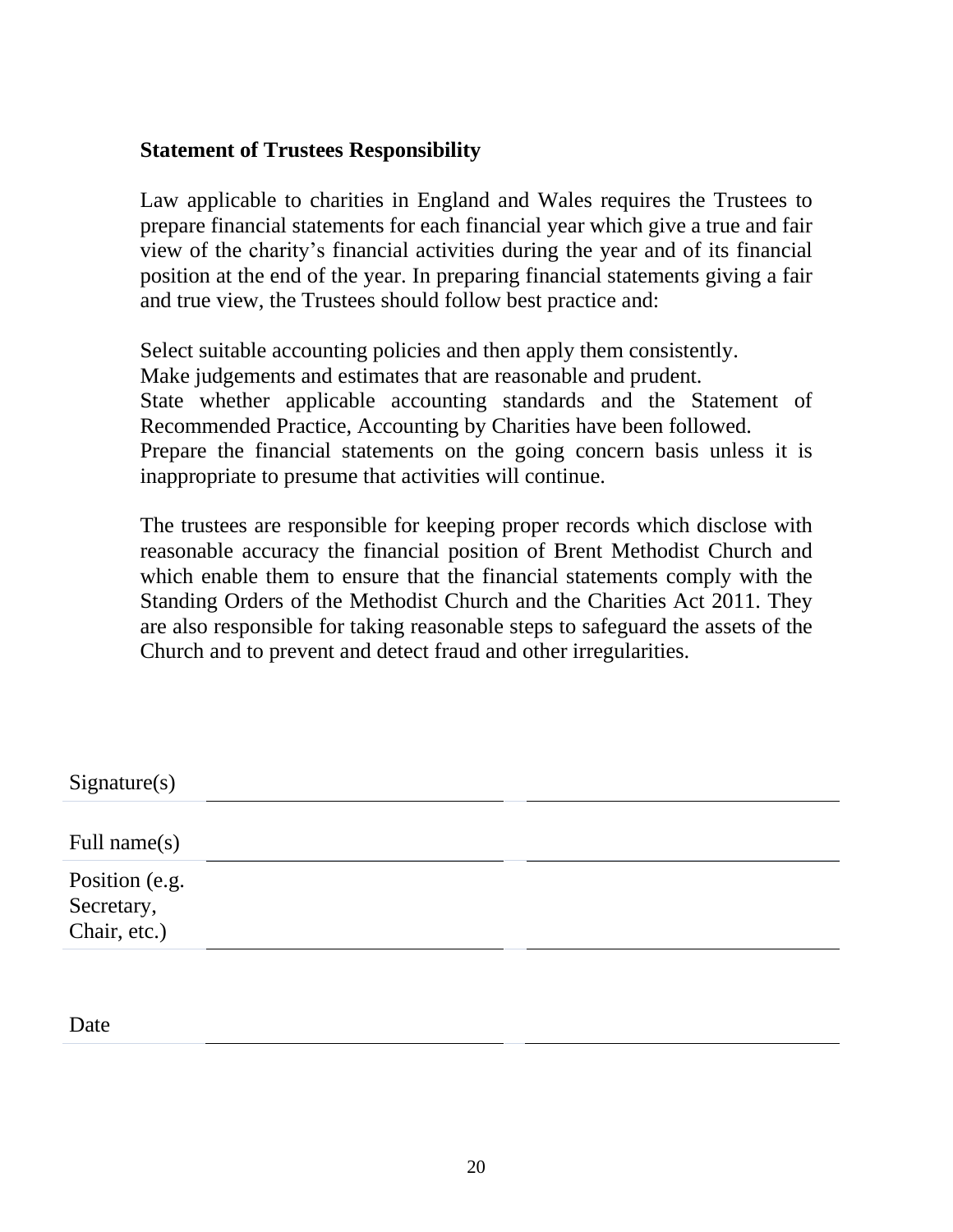**Statement of Trustees Responsibility**

Law applicable to charities in England and Wales requires the Trustees to prepare financial statements for each financial year which give a true and fair view of the charity's financial activities during the year and of its financial position at the end of the year. In preparing financial statements giving a fair and true view, the Trustees should follow best practice and:

Select suitable accounting policies and then apply them consistently.
Make judgements and estimates that are reasonable and prudent.
State whether applicable accounting standards and the Statement of Recommended Practice, Accounting by Charities have been followed.
Prepare the financial statements on the going concern basis unless it is inappropriate to presume that activities will continue.

The trustees are responsible for keeping proper records which disclose with reasonable accuracy the financial position of Brent Methodist Church and which enable them to ensure that the financial statements comply with the Standing Orders of the Methodist Church and the Charities Act 2011. They are also responsible for taking reasonable steps to safeguard the assets of the Church and to prevent and detect fraud and other irregularities.

| | | |
|---|---|---|
| Signature(s) | | |
| Full name(s) | | |
| Position (e.g. Secretary, Chair, etc.) | | |
| Date | | |